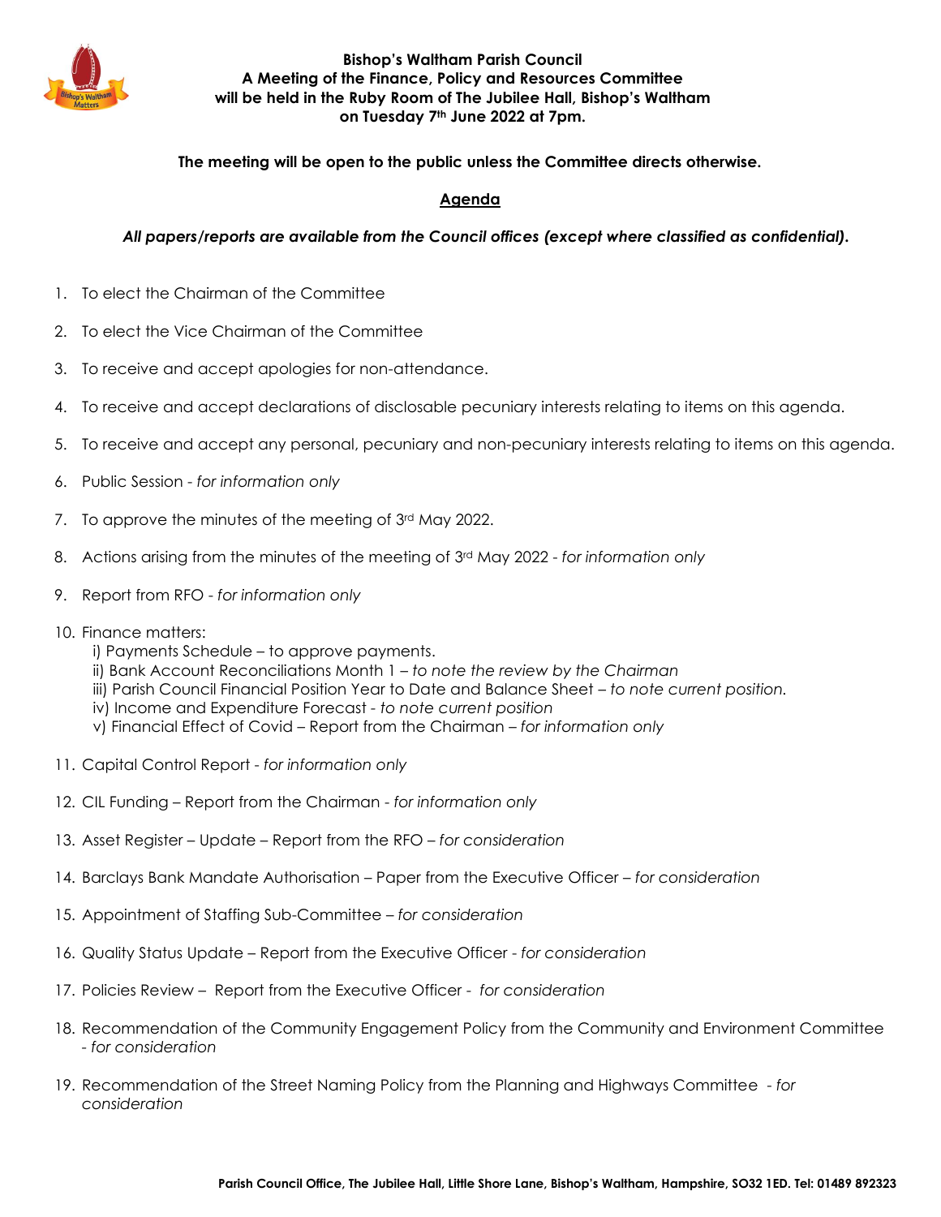**Bishop's Waltham Parish Council**
**A Meeting of the Finance, Policy and Resources Committee**
**will be held in the Ruby Room of The Jubilee Hall, Bishop's Waltham**
**on Tuesday 7th June 2022 at 7pm.**

**The meeting will be open to the public unless the Committee directs otherwise.**

## Agenda

***All papers/reports are available from the Council offices (except where classified as confidential).***

1. To elect the Chairman of the Committee
2. To elect the Vice Chairman of the Committee
3. To receive and accept apologies for non-attendance.
4. To receive and accept declarations of disclosable pecuniary interests relating to items on this agenda.
5. To receive and accept any personal, pecuniary and non-pecuniary interests relating to items on this agenda.
6. Public Session - *for information only*
7. To approve the minutes of the meeting of 3rd May 2022.
8. Actions arising from the minutes of the meeting of 3rd May 2022 - *for information only*
9. Report from RFO - *for information only*
10. Finance matters:
    i) Payments Schedule – to approve payments.
    ii) Bank Account Reconciliations Month 1 – *to note the review by the Chairman*
    iii) Parish Council Financial Position Year to Date and Balance Sheet – *to note current position.*
    iv) Income and Expenditure Forecast - *to note current position*
    v) Financial Effect of Covid – Report from the Chairman – *for information only*
11. Capital Control Report - *for information only*
12. CIL Funding – Report from the Chairman - *for information only*
13. Asset Register – Update – Report from the RFO – *for consideration*
14. Barclays Bank Mandate Authorisation – Paper from the Executive Officer – *for consideration*
15. Appointment of Staffing Sub-Committee – *for consideration*
16. Quality Status Update – Report from the Executive Officer - *for consideration*
17. Policies Review – Report from the Executive Officer - *for consideration*
18. Recommendation of the Community Engagement Policy from the Community and Environment Committee - *for consideration*
19. Recommendation of the Street Naming Policy from the Planning and Highways Committee - *for consideration*

**Parish Council Office, The Jubilee Hall, Little Shore Lane, Bishop's Waltham, Hampshire, SO32 1ED. Tel: 01489 892323**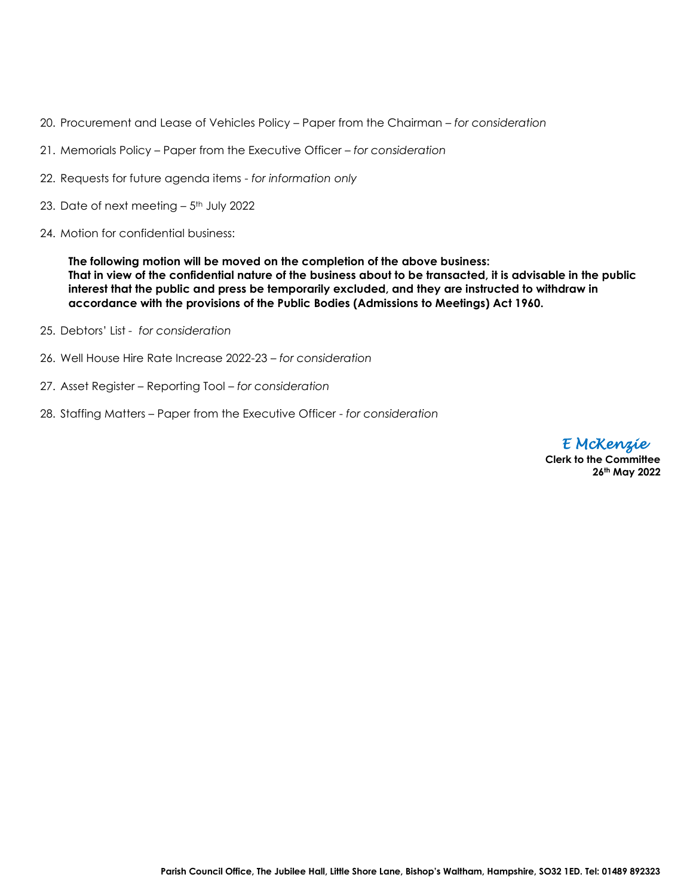20. Procurement and Lease of Vehicles Policy – Paper from the Chairman – *for consideration*

21. Memorials Policy – Paper from the Executive Officer – *for consideration*

22. Requests for future agenda items - *for information only*

23. Date of next meeting – 5th July 2022

24. Motion for confidential business:

    **The following motion will be moved on the completion of the above business:**
    **That in view of the confidential nature of the business about to be transacted, it is advisable in the public interest that the public and press be temporarily excluded, and they are instructed to withdraw in accordance with the provisions of the Public Bodies (Admissions to Meetings) Act 1960.**

25. Debtors' List - *for consideration*

26. Well House Hire Rate Increase 2022-23 – *for consideration*

27. Asset Register – Reporting Tool – *for consideration*

28. Staffing Matters – Paper from the Executive Officer - *for consideration*

*E McKenzie*
**Clerk to the Committee**
**26th May 2022**

**Parish Council Office, The Jubilee Hall, Little Shore Lane, Bishop's Waltham, Hampshire, SO32 1ED. Tel: 01489 892323**